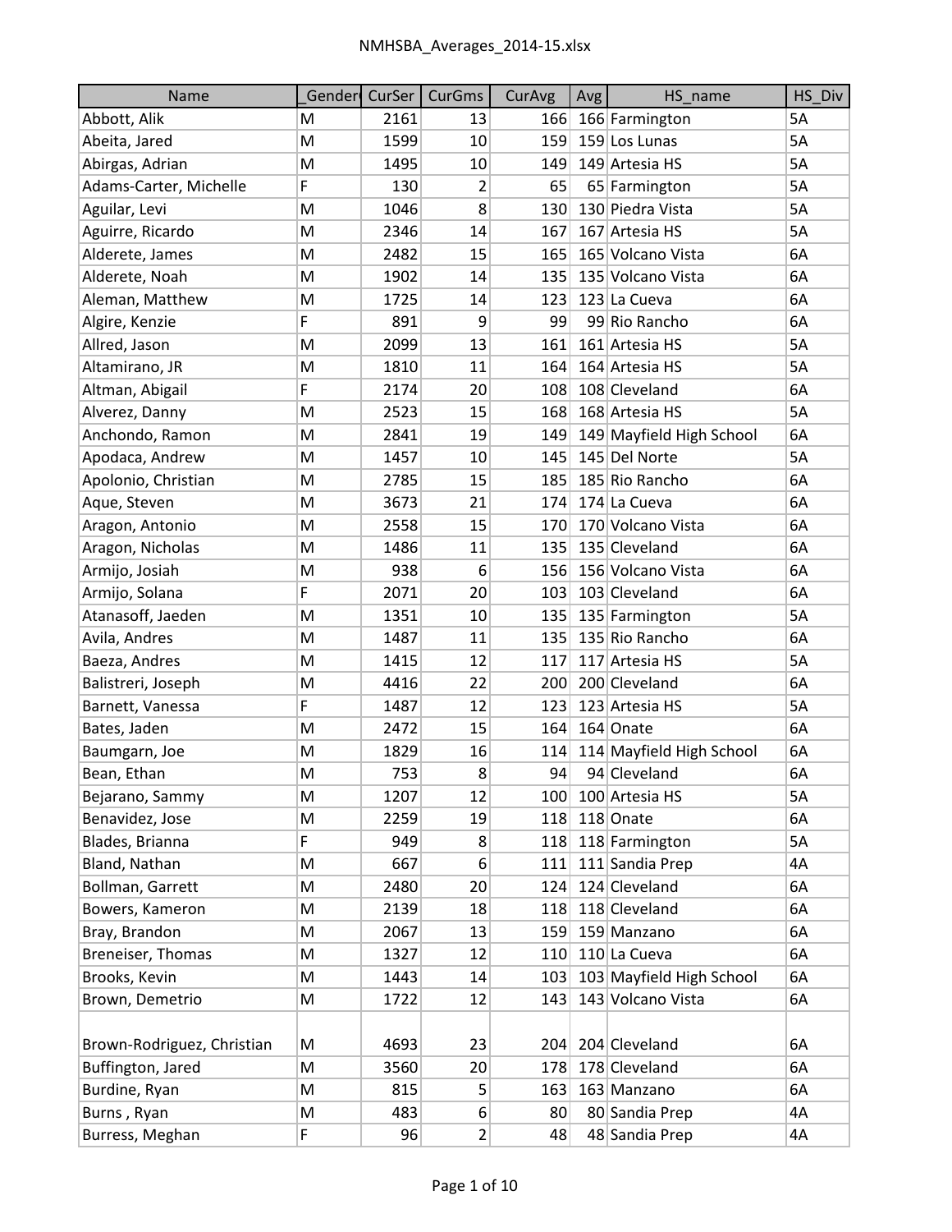| Name | _Gender | CurSer | CurGms | CurAvg | Avg | HS_name | HS_Div |
|---|---|---|---|---|---|---|---|
| Abbott, Alik | M | 2161 | 13 | 166 | 166 | Farmington | 5A |
| Abeita, Jared | M | 1599 | 10 | 159 | 159 | Los Lunas | 5A |
| Abirgas, Adrian | M | 1495 | 10 | 149 | 149 | Artesia HS | 5A |
| Adams-Carter, Michelle | F | 130 | 2 | 65 | 65 | Farmington | 5A |
| Aguilar, Levi | M | 1046 | 8 | 130 | 130 | Piedra Vista | 5A |
| Aguirre, Ricardo | M | 2346 | 14 | 167 | 167 | Artesia HS | 5A |
| Alderete, James | M | 2482 | 15 | 165 | 165 | Volcano Vista | 6A |
| Alderete, Noah | M | 1902 | 14 | 135 | 135 | Volcano Vista | 6A |
| Aleman, Matthew | M | 1725 | 14 | 123 | 123 | La Cueva | 6A |
| Algire, Kenzie | F | 891 | 9 | 99 | 99 | Rio Rancho | 6A |
| Allred, Jason | M | 2099 | 13 | 161 | 161 | Artesia HS | 5A |
| Altamirano, JR | M | 1810 | 11 | 164 | 164 | Artesia HS | 5A |
| Altman, Abigail | F | 2174 | 20 | 108 | 108 | Cleveland | 6A |
| Alverez, Danny | M | 2523 | 15 | 168 | 168 | Artesia HS | 5A |
| Anchondo, Ramon | M | 2841 | 19 | 149 | 149 | Mayfield High School | 6A |
| Apodaca, Andrew | M | 1457 | 10 | 145 | 145 | Del Norte | 5A |
| Apolonio, Christian | M | 2785 | 15 | 185 | 185 | Rio Rancho | 6A |
| Aque, Steven | M | 3673 | 21 | 174 | 174 | La Cueva | 6A |
| Aragon, Antonio | M | 2558 | 15 | 170 | 170 | Volcano Vista | 6A |
| Aragon, Nicholas | M | 1486 | 11 | 135 | 135 | Cleveland | 6A |
| Armijo, Josiah | M | 938 | 6 | 156 | 156 | Volcano Vista | 6A |
| Armijo, Solana | F | 2071 | 20 | 103 | 103 | Cleveland | 6A |
| Atanasoff, Jaeden | M | 1351 | 10 | 135 | 135 | Farmington | 5A |
| Avila, Andres | M | 1487 | 11 | 135 | 135 | Rio Rancho | 6A |
| Baeza, Andres | M | 1415 | 12 | 117 | 117 | Artesia HS | 5A |
| Balistreri, Joseph | M | 4416 | 22 | 200 | 200 | Cleveland | 6A |
| Barnett, Vanessa | F | 1487 | 12 | 123 | 123 | Artesia HS | 5A |
| Bates, Jaden | M | 2472 | 15 | 164 | 164 | Onate | 6A |
| Baumgarn, Joe | M | 1829 | 16 | 114 | 114 | Mayfield High School | 6A |
| Bean, Ethan | M | 753 | 8 | 94 | 94 | Cleveland | 6A |
| Bejarano, Sammy | M | 1207 | 12 | 100 | 100 | Artesia HS | 5A |
| Benavidez, Jose | M | 2259 | 19 | 118 | 118 | Onate | 6A |
| Blades, Brianna | F | 949 | 8 | 118 | 118 | Farmington | 5A |
| Bland, Nathan | M | 667 | 6 | 111 | 111 | Sandia Prep | 4A |
| Bollman, Garrett | M | 2480 | 20 | 124 | 124 | Cleveland | 6A |
| Bowers, Kameron | M | 2139 | 18 | 118 | 118 | Cleveland | 6A |
| Bray, Brandon | M | 2067 | 13 | 159 | 159 | Manzano | 6A |
| Breneiser, Thomas | M | 1327 | 12 | 110 | 110 | La Cueva | 6A |
| Brooks, Kevin | M | 1443 | 14 | 103 | 103 | Mayfield High School | 6A |
| Brown, Demetrio | M | 1722 | 12 | 143 | 143 | Volcano Vista | 6A |
| Brown-Rodriguez, Christian | M | 4693 | 23 | 204 | 204 | Cleveland | 6A |
| Buffington, Jared | M | 3560 | 20 | 178 | 178 | Cleveland | 6A |
| Burdine, Ryan | M | 815 | 5 | 163 | 163 | Manzano | 6A |
| Burns , Ryan | M | 483 | 6 | 80 | 80 | Sandia Prep | 4A |
| Burress, Meghan | F | 96 | 2 | 48 | 48 | Sandia Prep | 4A |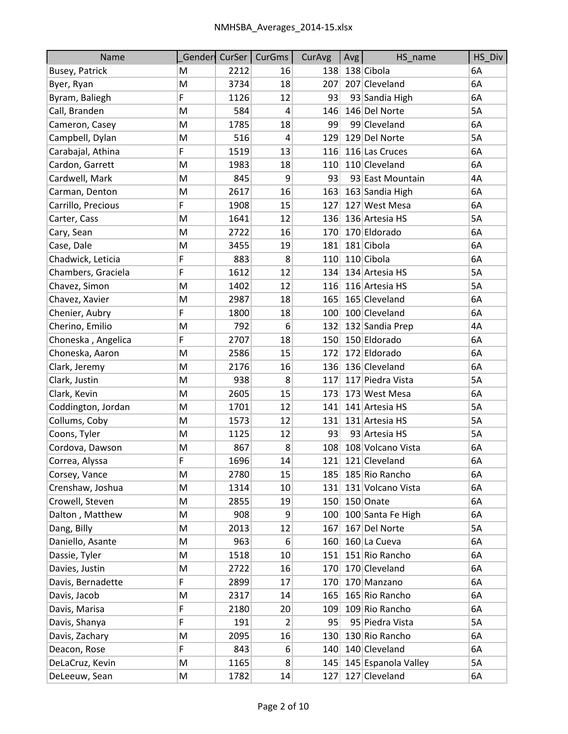| Name | _Gender | CurSer | CurGms | CurAvg | Avg | HS_name | HS_Div |
|---|---|---|---|---|---|---|---|
| Busey, Patrick | M | 2212 | 16 | 138 | 138 | Cibola | 6A |
| Byer, Ryan | M | 3734 | 18 | 207 | 207 | Cleveland | 6A |
| Byram, Baliegh | F | 1126 | 12 | 93 | 93 | Sandia High | 6A |
| Call, Branden | M | 584 | 4 | 146 | 146 | Del Norte | 5A |
| Cameron, Casey | M | 1785 | 18 | 99 | 99 | Cleveland | 6A |
| Campbell, Dylan | M | 516 | 4 | 129 | 129 | Del Norte | 5A |
| Carabajal, Athina | F | 1519 | 13 | 116 | 116 | Las Cruces | 6A |
| Cardon, Garrett | M | 1983 | 18 | 110 | 110 | Cleveland | 6A |
| Cardwell, Mark | M | 845 | 9 | 93 | 93 | East Mountain | 4A |
| Carman, Denton | M | 2617 | 16 | 163 | 163 | Sandia High | 6A |
| Carrillo, Precious | F | 1908 | 15 | 127 | 127 | West Mesa | 6A |
| Carter, Cass | M | 1641 | 12 | 136 | 136 | Artesia HS | 5A |
| Cary, Sean | M | 2722 | 16 | 170 | 170 | Eldorado | 6A |
| Case, Dale | M | 3455 | 19 | 181 | 181 | Cibola | 6A |
| Chadwick, Leticia | F | 883 | 8 | 110 | 110 | Cibola | 6A |
| Chambers, Graciela | F | 1612 | 12 | 134 | 134 | Artesia HS | 5A |
| Chavez, Simon | M | 1402 | 12 | 116 | 116 | Artesia HS | 5A |
| Chavez, Xavier | M | 2987 | 18 | 165 | 165 | Cleveland | 6A |
| Chenier, Aubry | F | 1800 | 18 | 100 | 100 | Cleveland | 6A |
| Cherino, Emilio | M | 792 | 6 | 132 | 132 | Sandia Prep | 4A |
| Choneska , Angelica | F | 2707 | 18 | 150 | 150 | Eldorado | 6A |
| Choneska, Aaron | M | 2586 | 15 | 172 | 172 | Eldorado | 6A |
| Clark, Jeremy | M | 2176 | 16 | 136 | 136 | Cleveland | 6A |
| Clark, Justin | M | 938 | 8 | 117 | 117 | Piedra Vista | 5A |
| Clark, Kevin | M | 2605 | 15 | 173 | 173 | West Mesa | 6A |
| Coddington, Jordan | M | 1701 | 12 | 141 | 141 | Artesia HS | 5A |
| Collums, Coby | M | 1573 | 12 | 131 | 131 | Artesia HS | 5A |
| Coons, Tyler | M | 1125 | 12 | 93 | 93 | Artesia HS | 5A |
| Cordova, Dawson | M | 867 | 8 | 108 | 108 | Volcano Vista | 6A |
| Correa, Alyssa | F | 1696 | 14 | 121 | 121 | Cleveland | 6A |
| Corsey, Vance | M | 2780 | 15 | 185 | 185 | Rio Rancho | 6A |
| Crenshaw, Joshua | M | 1314 | 10 | 131 | 131 | Volcano Vista | 6A |
| Crowell, Steven | M | 2855 | 19 | 150 | 150 | Onate | 6A |
| Dalton , Matthew | M | 908 | 9 | 100 | 100 | Santa Fe High | 6A |
| Dang, Billy | M | 2013 | 12 | 167 | 167 | Del Norte | 5A |
| Daniello, Asante | M | 963 | 6 | 160 | 160 | La Cueva | 6A |
| Dassie, Tyler | M | 1518 | 10 | 151 | 151 | Rio Rancho | 6A |
| Davies, Justin | M | 2722 | 16 | 170 | 170 | Cleveland | 6A |
| Davis, Bernadette | F | 2899 | 17 | 170 | 170 | Manzano | 6A |
| Davis, Jacob | M | 2317 | 14 | 165 | 165 | Rio Rancho | 6A |
| Davis, Marisa | F | 2180 | 20 | 109 | 109 | Rio Rancho | 6A |
| Davis, Shanya | F | 191 | 2 | 95 | 95 | Piedra Vista | 5A |
| Davis, Zachary | M | 2095 | 16 | 130 | 130 | Rio Rancho | 6A |
| Deacon, Rose | F | 843 | 6 | 140 | 140 | Cleveland | 6A |
| DeLaCruz, Kevin | M | 1165 | 8 | 145 | 145 | Espanola Valley | 5A |
| DeLeeuw, Sean | M | 1782 | 14 | 127 | 127 | Cleveland | 6A |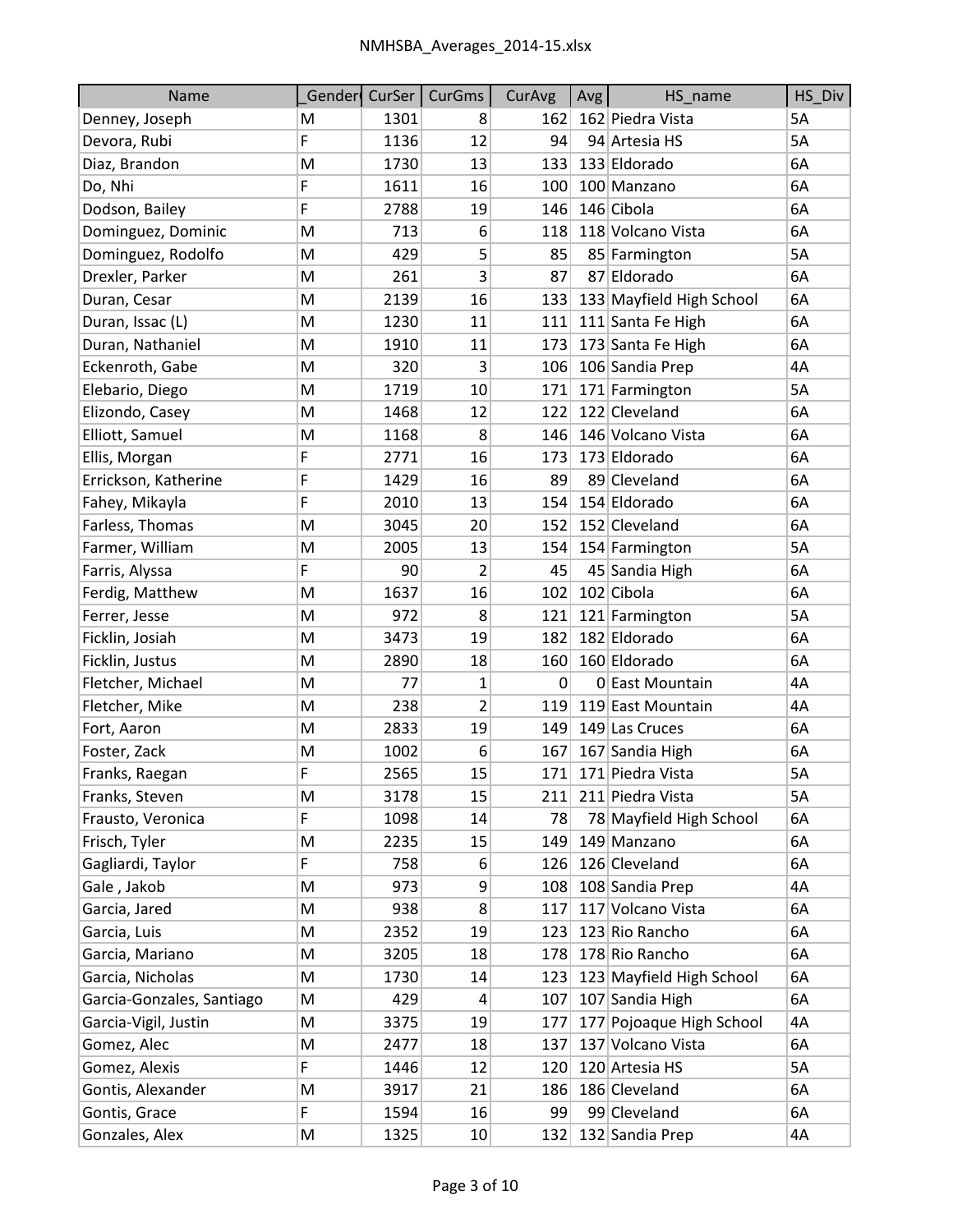| Name | _Gender | CurSer | CurGms | CurAvg | Avg | HS_name | HS_Div |
|---|---|---|---|---|---|---|---|
| Denney, Joseph | M | 1301 | 8 | 162 | 162 | Piedra Vista | 5A |
| Devora, Rubi | F | 1136 | 12 | 94 | 94 | Artesia HS | 5A |
| Diaz, Brandon | M | 1730 | 13 | 133 | 133 | Eldorado | 6A |
| Do, Nhi | F | 1611 | 16 | 100 | 100 | Manzano | 6A |
| Dodson, Bailey | F | 2788 | 19 | 146 | 146 | Cibola | 6A |
| Dominguez, Dominic | M | 713 | 6 | 118 | 118 | Volcano Vista | 6A |
| Dominguez, Rodolfo | M | 429 | 5 | 85 | 85 | Farmington | 5A |
| Drexler, Parker | M | 261 | 3 | 87 | 87 | Eldorado | 6A |
| Duran, Cesar | M | 2139 | 16 | 133 | 133 | Mayfield High School | 6A |
| Duran, Issac (L) | M | 1230 | 11 | 111 | 111 | Santa Fe High | 6A |
| Duran, Nathaniel | M | 1910 | 11 | 173 | 173 | Santa Fe High | 6A |
| Eckenroth, Gabe | M | 320 | 3 | 106 | 106 | Sandia Prep | 4A |
| Elebario, Diego | M | 1719 | 10 | 171 | 171 | Farmington | 5A |
| Elizondo, Casey | M | 1468 | 12 | 122 | 122 | Cleveland | 6A |
| Elliott, Samuel | M | 1168 | 8 | 146 | 146 | Volcano Vista | 6A |
| Ellis, Morgan | F | 2771 | 16 | 173 | 173 | Eldorado | 6A |
| Errickson, Katherine | F | 1429 | 16 | 89 | 89 | Cleveland | 6A |
| Fahey, Mikayla | F | 2010 | 13 | 154 | 154 | Eldorado | 6A |
| Farless, Thomas | M | 3045 | 20 | 152 | 152 | Cleveland | 6A |
| Farmer, William | M | 2005 | 13 | 154 | 154 | Farmington | 5A |
| Farris, Alyssa | F | 90 | 2 | 45 | 45 | Sandia High | 6A |
| Ferdig, Matthew | M | 1637 | 16 | 102 | 102 | Cibola | 6A |
| Ferrer, Jesse | M | 972 | 8 | 121 | 121 | Farmington | 5A |
| Ficklin, Josiah | M | 3473 | 19 | 182 | 182 | Eldorado | 6A |
| Ficklin, Justus | M | 2890 | 18 | 160 | 160 | Eldorado | 6A |
| Fletcher, Michael | M | 77 | 1 | 0 | 0 | East Mountain | 4A |
| Fletcher, Mike | M | 238 | 2 | 119 | 119 | East Mountain | 4A |
| Fort, Aaron | M | 2833 | 19 | 149 | 149 | Las Cruces | 6A |
| Foster, Zack | M | 1002 | 6 | 167 | 167 | Sandia High | 6A |
| Franks, Raegan | F | 2565 | 15 | 171 | 171 | Piedra Vista | 5A |
| Franks, Steven | M | 3178 | 15 | 211 | 211 | Piedra Vista | 5A |
| Frausto, Veronica | F | 1098 | 14 | 78 | 78 | Mayfield High School | 6A |
| Frisch, Tyler | M | 2235 | 15 | 149 | 149 | Manzano | 6A |
| Gagliardi, Taylor | F | 758 | 6 | 126 | 126 | Cleveland | 6A |
| Gale , Jakob | M | 973 | 9 | 108 | 108 | Sandia Prep | 4A |
| Garcia, Jared | M | 938 | 8 | 117 | 117 | Volcano Vista | 6A |
| Garcia, Luis | M | 2352 | 19 | 123 | 123 | Rio Rancho | 6A |
| Garcia, Mariano | M | 3205 | 18 | 178 | 178 | Rio Rancho | 6A |
| Garcia, Nicholas | M | 1730 | 14 | 123 | 123 | Mayfield High School | 6A |
| Garcia-Gonzales, Santiago | M | 429 | 4 | 107 | 107 | Sandia High | 6A |
| Garcia-Vigil, Justin | M | 3375 | 19 | 177 | 177 | Pojoaque High School | 4A |
| Gomez, Alec | M | 2477 | 18 | 137 | 137 | Volcano Vista | 6A |
| Gomez, Alexis | F | 1446 | 12 | 120 | 120 | Artesia HS | 5A |
| Gontis, Alexander | M | 3917 | 21 | 186 | 186 | Cleveland | 6A |
| Gontis, Grace | F | 1594 | 16 | 99 | 99 | Cleveland | 6A |
| Gonzales, Alex | M | 1325 | 10 | 132 | 132 | Sandia Prep | 4A |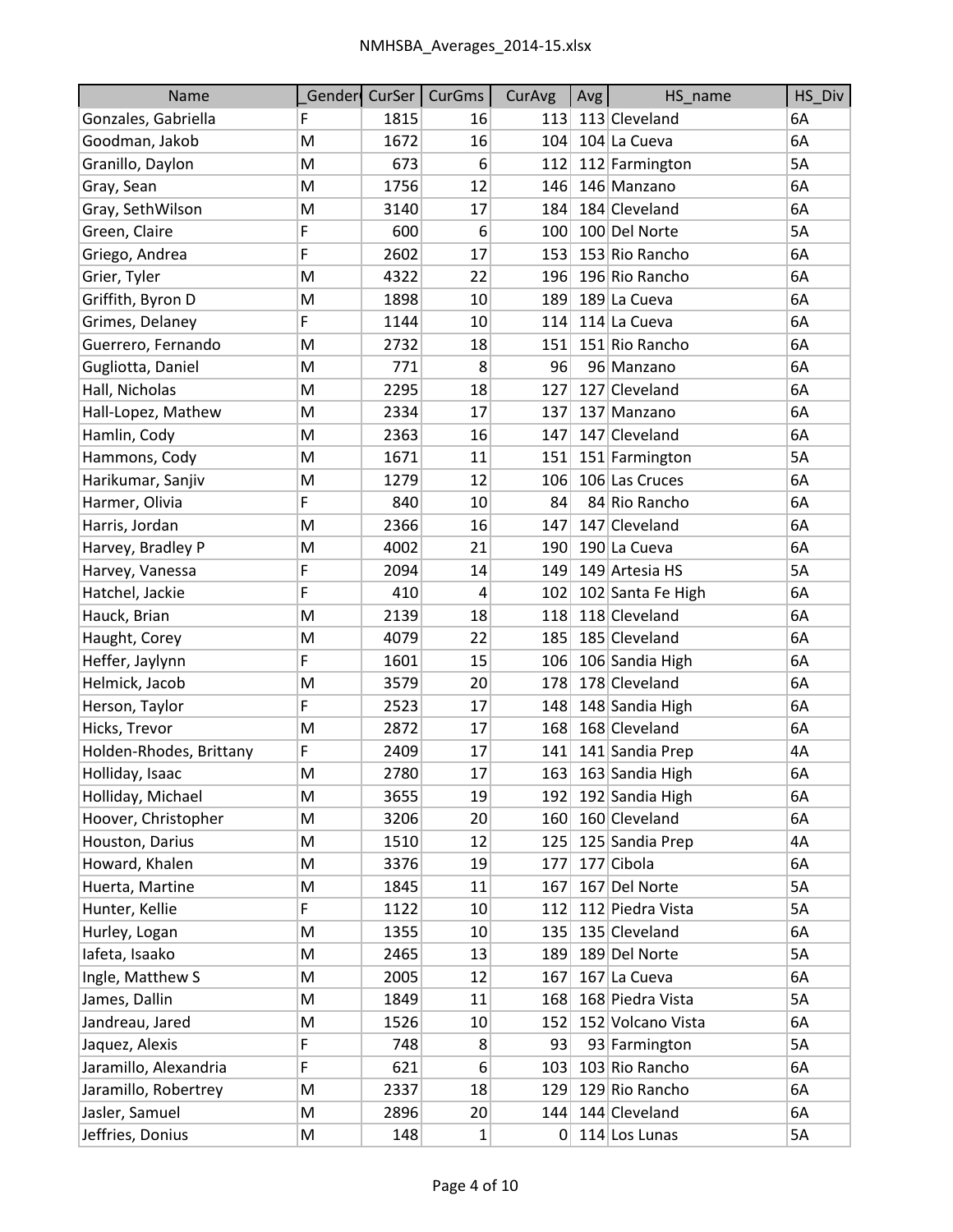| Name | _Gender | CurSer | CurGms | CurAvg | Avg | HS_name | HS_Div |
|---|---|---|---|---|---|---|---|
| Gonzales, Gabriella | F | 1815 | 16 | 113 | 113 | Cleveland | 6A |
| Goodman, Jakob | M | 1672 | 16 | 104 | 104 | La Cueva | 6A |
| Granillo, Daylon | M | 673 | 6 | 112 | 112 | Farmington | 5A |
| Gray, Sean | M | 1756 | 12 | 146 | 146 | Manzano | 6A |
| Gray, SethWilson | M | 3140 | 17 | 184 | 184 | Cleveland | 6A |
| Green, Claire | F | 600 | 6 | 100 | 100 | Del Norte | 5A |
| Griego, Andrea | F | 2602 | 17 | 153 | 153 | Rio Rancho | 6A |
| Grier, Tyler | M | 4322 | 22 | 196 | 196 | Rio Rancho | 6A |
| Griffith, Byron D | M | 1898 | 10 | 189 | 189 | La Cueva | 6A |
| Grimes, Delaney | F | 1144 | 10 | 114 | 114 | La Cueva | 6A |
| Guerrero, Fernando | M | 2732 | 18 | 151 | 151 | Rio Rancho | 6A |
| Gugliotta, Daniel | M | 771 | 8 | 96 | 96 | Manzano | 6A |
| Hall, Nicholas | M | 2295 | 18 | 127 | 127 | Cleveland | 6A |
| Hall-Lopez, Mathew | M | 2334 | 17 | 137 | 137 | Manzano | 6A |
| Hamlin, Cody | M | 2363 | 16 | 147 | 147 | Cleveland | 6A |
| Hammons, Cody | M | 1671 | 11 | 151 | 151 | Farmington | 5A |
| Harikumar, Sanjiv | M | 1279 | 12 | 106 | 106 | Las Cruces | 6A |
| Harmer, Olivia | F | 840 | 10 | 84 | 84 | Rio Rancho | 6A |
| Harris, Jordan | M | 2366 | 16 | 147 | 147 | Cleveland | 6A |
| Harvey, Bradley P | M | 4002 | 21 | 190 | 190 | La Cueva | 6A |
| Harvey, Vanessa | F | 2094 | 14 | 149 | 149 | Artesia HS | 5A |
| Hatchel, Jackie | F | 410 | 4 | 102 | 102 | Santa Fe High | 6A |
| Hauck, Brian | M | 2139 | 18 | 118 | 118 | Cleveland | 6A |
| Haught, Corey | M | 4079 | 22 | 185 | 185 | Cleveland | 6A |
| Heffer, Jaylynn | F | 1601 | 15 | 106 | 106 | Sandia High | 6A |
| Helmick, Jacob | M | 3579 | 20 | 178 | 178 | Cleveland | 6A |
| Herson, Taylor | F | 2523 | 17 | 148 | 148 | Sandia High | 6A |
| Hicks, Trevor | M | 2872 | 17 | 168 | 168 | Cleveland | 6A |
| Holden-Rhodes, Brittany | F | 2409 | 17 | 141 | 141 | Sandia Prep | 4A |
| Holliday, Isaac | M | 2780 | 17 | 163 | 163 | Sandia High | 6A |
| Holliday, Michael | M | 3655 | 19 | 192 | 192 | Sandia High | 6A |
| Hoover, Christopher | M | 3206 | 20 | 160 | 160 | Cleveland | 6A |
| Houston, Darius | M | 1510 | 12 | 125 | 125 | Sandia Prep | 4A |
| Howard, Khalen | M | 3376 | 19 | 177 | 177 | Cibola | 6A |
| Huerta, Martine | M | 1845 | 11 | 167 | 167 | Del Norte | 5A |
| Hunter, Kellie | F | 1122 | 10 | 112 | 112 | Piedra Vista | 5A |
| Hurley, Logan | M | 1355 | 10 | 135 | 135 | Cleveland | 6A |
| Iafeta, Isaako | M | 2465 | 13 | 189 | 189 | Del Norte | 5A |
| Ingle, Matthew S | M | 2005 | 12 | 167 | 167 | La Cueva | 6A |
| James, Dallin | M | 1849 | 11 | 168 | 168 | Piedra Vista | 5A |
| Jandreau, Jared | M | 1526 | 10 | 152 | 152 | Volcano Vista | 6A |
| Jaquez, Alexis | F | 748 | 8 | 93 | 93 | Farmington | 5A |
| Jaramillo, Alexandria | F | 621 | 6 | 103 | 103 | Rio Rancho | 6A |
| Jaramillo, Robertrey | M | 2337 | 18 | 129 | 129 | Rio Rancho | 6A |
| Jasler, Samuel | M | 2896 | 20 | 144 | 144 | Cleveland | 6A |
| Jeffries, Donius | M | 148 | 1 | 0 | 114 | Los Lunas | 5A |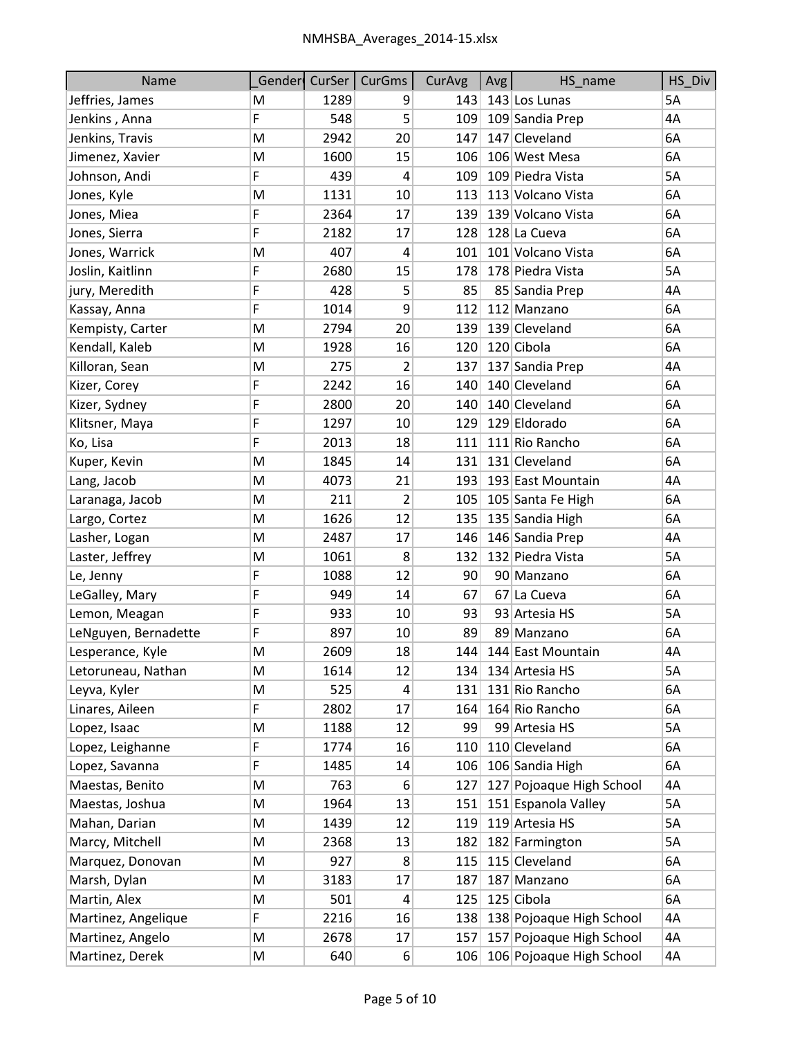| Name | _Gender | CurSer | CurGms | CurAvg | Avg | HS_name | HS_Div |
|---|---|---|---|---|---|---|---|
| Jeffries, James | M | 1289 | 9 | 143 | 143 | Los Lunas | 5A |
| Jenkins , Anna | F | 548 | 5 | 109 | 109 | Sandia Prep | 4A |
| Jenkins, Travis | M | 2942 | 20 | 147 | 147 | Cleveland | 6A |
| Jimenez, Xavier | M | 1600 | 15 | 106 | 106 | West Mesa | 6A |
| Johnson, Andi | F | 439 | 4 | 109 | 109 | Piedra Vista | 5A |
| Jones, Kyle | M | 1131 | 10 | 113 | 113 | Volcano Vista | 6A |
| Jones, Miea | F | 2364 | 17 | 139 | 139 | Volcano Vista | 6A |
| Jones, Sierra | F | 2182 | 17 | 128 | 128 | La Cueva | 6A |
| Jones, Warrick | M | 407 | 4 | 101 | 101 | Volcano Vista | 6A |
| Joslin, Kaitlinn | F | 2680 | 15 | 178 | 178 | Piedra Vista | 5A |
| jury, Meredith | F | 428 | 5 | 85 | 85 | Sandia Prep | 4A |
| Kassay, Anna | F | 1014 | 9 | 112 | 112 | Manzano | 6A |
| Kempisty, Carter | M | 2794 | 20 | 139 | 139 | Cleveland | 6A |
| Kendall, Kaleb | M | 1928 | 16 | 120 | 120 | Cibola | 6A |
| Killoran, Sean | M | 275 | 2 | 137 | 137 | Sandia Prep | 4A |
| Kizer, Corey | F | 2242 | 16 | 140 | 140 | Cleveland | 6A |
| Kizer, Sydney | F | 2800 | 20 | 140 | 140 | Cleveland | 6A |
| Klitsner, Maya | F | 1297 | 10 | 129 | 129 | Eldorado | 6A |
| Ko, Lisa | F | 2013 | 18 | 111 | 111 | Rio Rancho | 6A |
| Kuper, Kevin | M | 1845 | 14 | 131 | 131 | Cleveland | 6A |
| Lang, Jacob | M | 4073 | 21 | 193 | 193 | East Mountain | 4A |
| Laranaga, Jacob | M | 211 | 2 | 105 | 105 | Santa Fe High | 6A |
| Largo, Cortez | M | 1626 | 12 | 135 | 135 | Sandia High | 6A |
| Lasher, Logan | M | 2487 | 17 | 146 | 146 | Sandia Prep | 4A |
| Laster, Jeffrey | M | 1061 | 8 | 132 | 132 | Piedra Vista | 5A |
| Le, Jenny | F | 1088 | 12 | 90 | 90 | Manzano | 6A |
| LeGalley, Mary | F | 949 | 14 | 67 | 67 | La Cueva | 6A |
| Lemon, Meagan | F | 933 | 10 | 93 | 93 | Artesia HS | 5A |
| LeNguyen, Bernadette | F | 897 | 10 | 89 | 89 | Manzano | 6A |
| Lesperance, Kyle | M | 2609 | 18 | 144 | 144 | East Mountain | 4A |
| Letoruneau, Nathan | M | 1614 | 12 | 134 | 134 | Artesia HS | 5A |
| Leyva, Kyler | M | 525 | 4 | 131 | 131 | Rio Rancho | 6A |
| Linares, Aileen | F | 2802 | 17 | 164 | 164 | Rio Rancho | 6A |
| Lopez, Isaac | M | 1188 | 12 | 99 | 99 | Artesia HS | 5A |
| Lopez, Leighanne | F | 1774 | 16 | 110 | 110 | Cleveland | 6A |
| Lopez, Savanna | F | 1485 | 14 | 106 | 106 | Sandia High | 6A |
| Maestas, Benito | M | 763 | 6 | 127 | 127 | Pojoaque High School | 4A |
| Maestas, Joshua | M | 1964 | 13 | 151 | 151 | Espanola Valley | 5A |
| Mahan, Darian | M | 1439 | 12 | 119 | 119 | Artesia HS | 5A |
| Marcy, Mitchell | M | 2368 | 13 | 182 | 182 | Farmington | 5A |
| Marquez, Donovan | M | 927 | 8 | 115 | 115 | Cleveland | 6A |
| Marsh, Dylan | M | 3183 | 17 | 187 | 187 | Manzano | 6A |
| Martin, Alex | M | 501 | 4 | 125 | 125 | Cibola | 6A |
| Martinez, Angelique | F | 2216 | 16 | 138 | 138 | Pojoaque High School | 4A |
| Martinez, Angelo | M | 2678 | 17 | 157 | 157 | Pojoaque High School | 4A |
| Martinez, Derek | M | 640 | 6 | 106 | 106 | Pojoaque High School | 4A |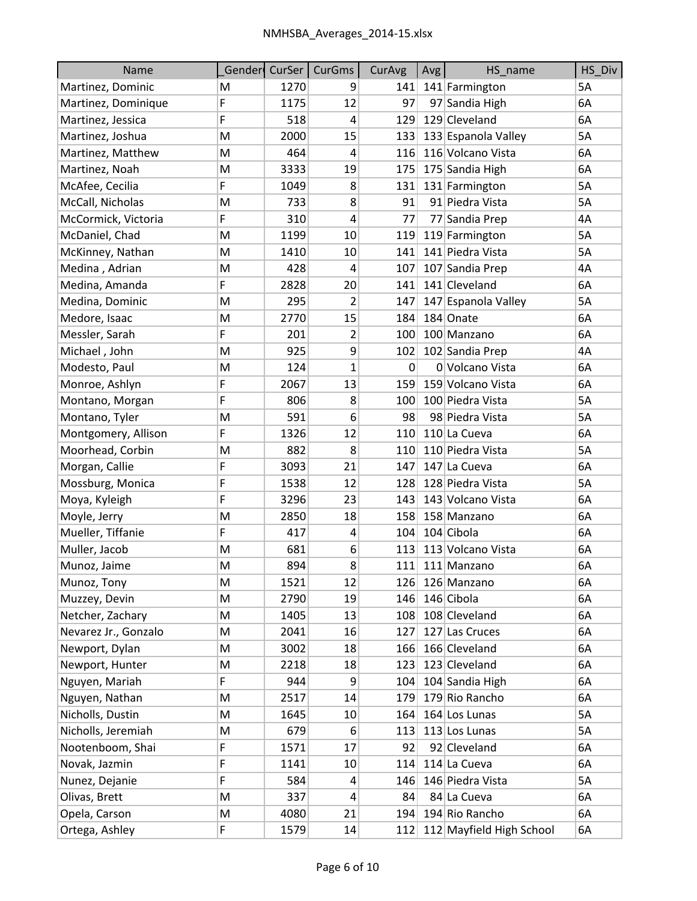| Name | _Gender | CurSer | CurGms | CurAvg | Avg | HS_name | HS_Div |
|---|---|---|---|---|---|---|---|
| Martinez, Dominic | M | 1270 | 9 | 141 | 141 | Farmington | 5A |
| Martinez, Dominique | F | 1175 | 12 | 97 | 97 | Sandia High | 6A |
| Martinez, Jessica | F | 518 | 4 | 129 | 129 | Cleveland | 6A |
| Martinez, Joshua | M | 2000 | 15 | 133 | 133 | Espanola Valley | 5A |
| Martinez, Matthew | M | 464 | 4 | 116 | 116 | Volcano Vista | 6A |
| Martinez, Noah | M | 3333 | 19 | 175 | 175 | Sandia High | 6A |
| McAfee, Cecilia | F | 1049 | 8 | 131 | 131 | Farmington | 5A |
| McCall, Nicholas | M | 733 | 8 | 91 | 91 | Piedra Vista | 5A |
| McCormick, Victoria | F | 310 | 4 | 77 | 77 | Sandia Prep | 4A |
| McDaniel, Chad | M | 1199 | 10 | 119 | 119 | Farmington | 5A |
| McKinney, Nathan | M | 1410 | 10 | 141 | 141 | Piedra Vista | 5A |
| Medina , Adrian | M | 428 | 4 | 107 | 107 | Sandia Prep | 4A |
| Medina, Amanda | F | 2828 | 20 | 141 | 141 | Cleveland | 6A |
| Medina, Dominic | M | 295 | 2 | 147 | 147 | Espanola Valley | 5A |
| Medore, Isaac | M | 2770 | 15 | 184 | 184 | Onate | 6A |
| Messler, Sarah | F | 201 | 2 | 100 | 100 | Manzano | 6A |
| Michael , John | M | 925 | 9 | 102 | 102 | Sandia Prep | 4A |
| Modesto, Paul | M | 124 | 1 | 0 | 0 | Volcano Vista | 6A |
| Monroe, Ashlyn | F | 2067 | 13 | 159 | 159 | Volcano Vista | 6A |
| Montano, Morgan | F | 806 | 8 | 100 | 100 | Piedra Vista | 5A |
| Montano, Tyler | M | 591 | 6 | 98 | 98 | Piedra Vista | 5A |
| Montgomery, Allison | F | 1326 | 12 | 110 | 110 | La Cueva | 6A |
| Moorhead, Corbin | M | 882 | 8 | 110 | 110 | Piedra Vista | 5A |
| Morgan, Callie | F | 3093 | 21 | 147 | 147 | La Cueva | 6A |
| Mossburg, Monica | F | 1538 | 12 | 128 | 128 | Piedra Vista | 5A |
| Moya, Kyleigh | F | 3296 | 23 | 143 | 143 | Volcano Vista | 6A |
| Moyle, Jerry | M | 2850 | 18 | 158 | 158 | Manzano | 6A |
| Mueller, Tiffanie | F | 417 | 4 | 104 | 104 | Cibola | 6A |
| Muller, Jacob | M | 681 | 6 | 113 | 113 | Volcano Vista | 6A |
| Munoz, Jaime | M | 894 | 8 | 111 | 111 | Manzano | 6A |
| Munoz, Tony | M | 1521 | 12 | 126 | 126 | Manzano | 6A |
| Muzzey, Devin | M | 2790 | 19 | 146 | 146 | Cibola | 6A |
| Netcher, Zachary | M | 1405 | 13 | 108 | 108 | Cleveland | 6A |
| Nevarez Jr., Gonzalo | M | 2041 | 16 | 127 | 127 | Las Cruces | 6A |
| Newport, Dylan | M | 3002 | 18 | 166 | 166 | Cleveland | 6A |
| Newport, Hunter | M | 2218 | 18 | 123 | 123 | Cleveland | 6A |
| Nguyen, Mariah | F | 944 | 9 | 104 | 104 | Sandia High | 6A |
| Nguyen, Nathan | M | 2517 | 14 | 179 | 179 | Rio Rancho | 6A |
| Nicholls, Dustin | M | 1645 | 10 | 164 | 164 | Los Lunas | 5A |
| Nicholls, Jeremiah | M | 679 | 6 | 113 | 113 | Los Lunas | 5A |
| Nootenboom, Shai | F | 1571 | 17 | 92 | 92 | Cleveland | 6A |
| Novak, Jazmin | F | 1141 | 10 | 114 | 114 | La Cueva | 6A |
| Nunez, Dejanie | F | 584 | 4 | 146 | 146 | Piedra Vista | 5A |
| Olivas, Brett | M | 337 | 4 | 84 | 84 | La Cueva | 6A |
| Opela, Carson | M | 4080 | 21 | 194 | 194 | Rio Rancho | 6A |
| Ortega, Ashley | F | 1579 | 14 | 112 | 112 | Mayfield High School | 6A |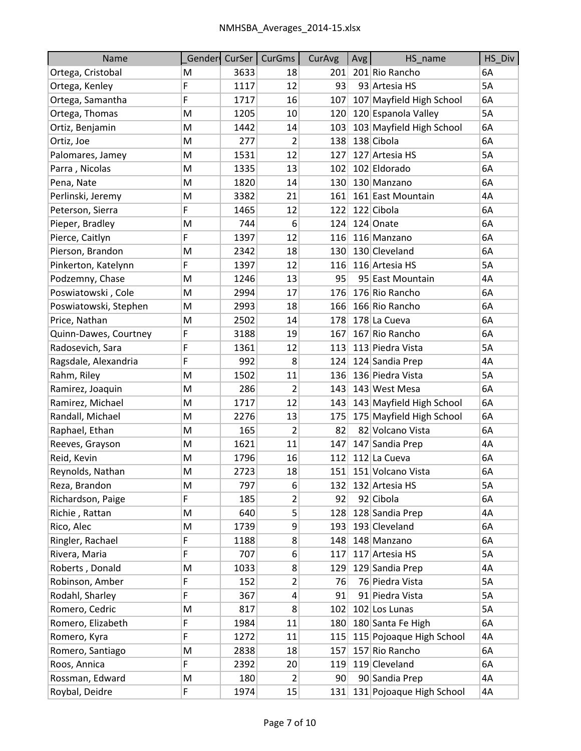| Name | _Gender | CurSer | CurGms | CurAvg | Avg | HS_name | HS_Div |
|---|---|---|---|---|---|---|---|
| Ortega, Cristobal | M | 3633 | 18 | 201 | 201 | Rio Rancho | 6A |
| Ortega, Kenley | F | 1117 | 12 | 93 | 93 | Artesia HS | 5A |
| Ortega, Samantha | F | 1717 | 16 | 107 | 107 | Mayfield High School | 6A |
| Ortega, Thomas | M | 1205 | 10 | 120 | 120 | Espanola Valley | 5A |
| Ortiz, Benjamin | M | 1442 | 14 | 103 | 103 | Mayfield High School | 6A |
| Ortiz, Joe | M | 277 | 2 | 138 | 138 | Cibola | 6A |
| Palomares, Jamey | M | 1531 | 12 | 127 | 127 | Artesia HS | 5A |
| Parra , Nicolas | M | 1335 | 13 | 102 | 102 | Eldorado | 6A |
| Pena, Nate | M | 1820 | 14 | 130 | 130 | Manzano | 6A |
| Perlinski, Jeremy | M | 3382 | 21 | 161 | 161 | East Mountain | 4A |
| Peterson, Sierra | F | 1465 | 12 | 122 | 122 | Cibola | 6A |
| Pieper, Bradley | M | 744 | 6 | 124 | 124 | Onate | 6A |
| Pierce, Caitlyn | F | 1397 | 12 | 116 | 116 | Manzano | 6A |
| Pierson, Brandon | M | 2342 | 18 | 130 | 130 | Cleveland | 6A |
| Pinkerton, Katelynn | F | 1397 | 12 | 116 | 116 | Artesia HS | 5A |
| Podzemny, Chase | M | 1246 | 13 | 95 | 95 | East Mountain | 4A |
| Poswiatowski , Cole | M | 2994 | 17 | 176 | 176 | Rio Rancho | 6A |
| Poswiatowski, Stephen | M | 2993 | 18 | 166 | 166 | Rio Rancho | 6A |
| Price, Nathan | M | 2502 | 14 | 178 | 178 | La Cueva | 6A |
| Quinn-Dawes, Courtney | F | 3188 | 19 | 167 | 167 | Rio Rancho | 6A |
| Radosevich, Sara | F | 1361 | 12 | 113 | 113 | Piedra Vista | 5A |
| Ragsdale, Alexandria | F | 992 | 8 | 124 | 124 | Sandia Prep | 4A |
| Rahm, Riley | M | 1502 | 11 | 136 | 136 | Piedra Vista | 5A |
| Ramirez, Joaquin | M | 286 | 2 | 143 | 143 | West Mesa | 6A |
| Ramirez, Michael | M | 1717 | 12 | 143 | 143 | Mayfield High School | 6A |
| Randall, Michael | M | 2276 | 13 | 175 | 175 | Mayfield High School | 6A |
| Raphael, Ethan | M | 165 | 2 | 82 | 82 | Volcano Vista | 6A |
| Reeves, Grayson | M | 1621 | 11 | 147 | 147 | Sandia Prep | 4A |
| Reid, Kevin | M | 1796 | 16 | 112 | 112 | La Cueva | 6A |
| Reynolds, Nathan | M | 2723 | 18 | 151 | 151 | Volcano Vista | 6A |
| Reza, Brandon | M | 797 | 6 | 132 | 132 | Artesia HS | 5A |
| Richardson, Paige | F | 185 | 2 | 92 | 92 | Cibola | 6A |
| Richie , Rattan | M | 640 | 5 | 128 | 128 | Sandia Prep | 4A |
| Rico, Alec | M | 1739 | 9 | 193 | 193 | Cleveland | 6A |
| Ringler, Rachael | F | 1188 | 8 | 148 | 148 | Manzano | 6A |
| Rivera, Maria | F | 707 | 6 | 117 | 117 | Artesia HS | 5A |
| Roberts , Donald | M | 1033 | 8 | 129 | 129 | Sandia Prep | 4A |
| Robinson, Amber | F | 152 | 2 | 76 | 76 | Piedra Vista | 5A |
| Rodahl, Sharley | F | 367 | 4 | 91 | 91 | Piedra Vista | 5A |
| Romero, Cedric | M | 817 | 8 | 102 | 102 | Los Lunas | 5A |
| Romero, Elizabeth | F | 1984 | 11 | 180 | 180 | Santa Fe High | 6A |
| Romero, Kyra | F | 1272 | 11 | 115 | 115 | Pojoaque High School | 4A |
| Romero, Santiago | M | 2838 | 18 | 157 | 157 | Rio Rancho | 6A |
| Roos, Annica | F | 2392 | 20 | 119 | 119 | Cleveland | 6A |
| Rossman, Edward | M | 180 | 2 | 90 | 90 | Sandia Prep | 4A |
| Roybal, Deidre | F | 1974 | 15 | 131 | 131 | Pojoaque High School | 4A |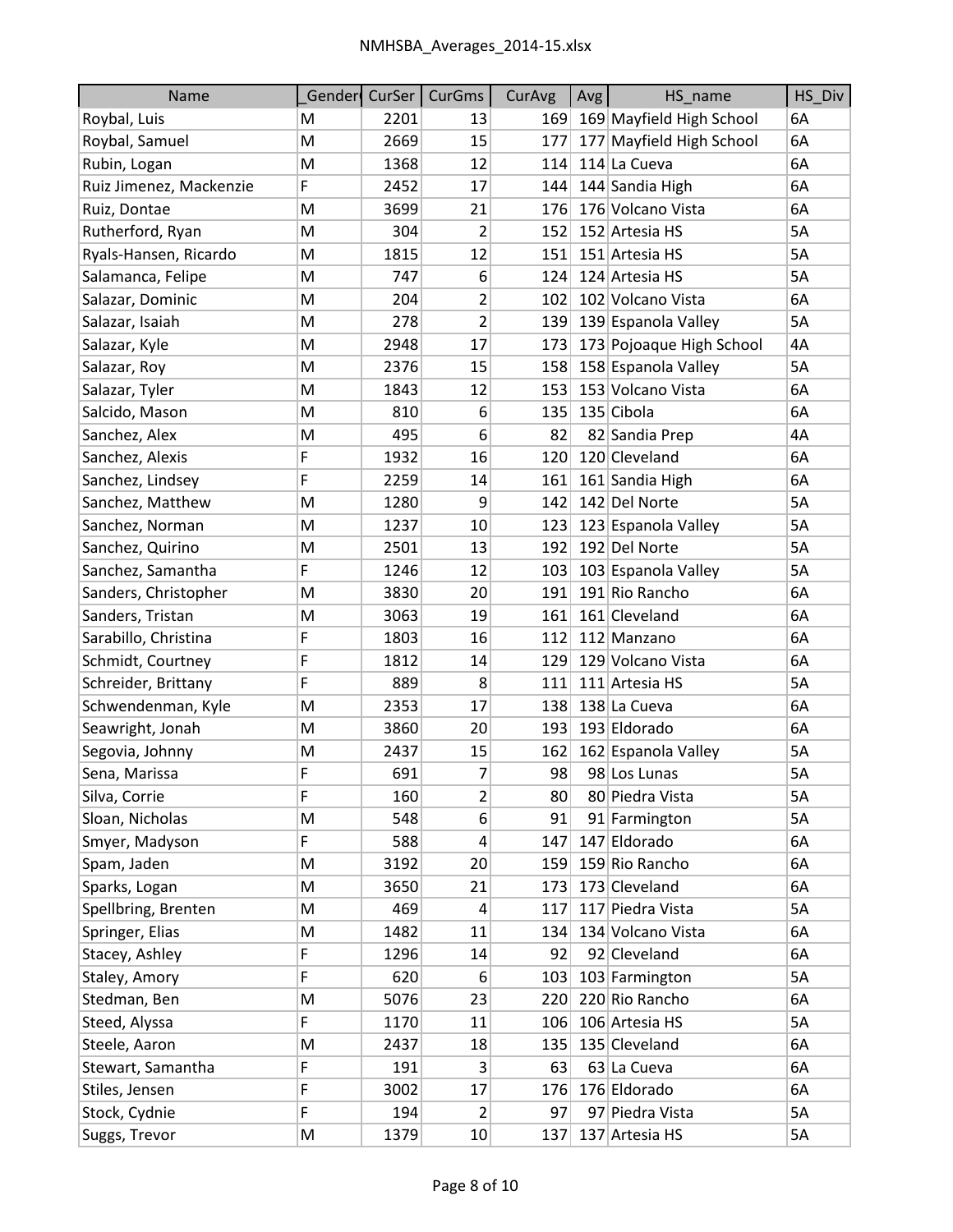| Name | _Gender | CurSer | CurGms | CurAvg | Avg | HS_name | HS_Div |
|---|---|---|---|---|---|---|---|
| Roybal, Luis | M | 2201 | 13 | 169 | 169 | Mayfield High School | 6A |
| Roybal, Samuel | M | 2669 | 15 | 177 | 177 | Mayfield High School | 6A |
| Rubin, Logan | M | 1368 | 12 | 114 | 114 | La Cueva | 6A |
| Ruiz Jimenez, Mackenzie | F | 2452 | 17 | 144 | 144 | Sandia High | 6A |
| Ruiz, Dontae | M | 3699 | 21 | 176 | 176 | Volcano Vista | 6A |
| Rutherford, Ryan | M | 304 | 2 | 152 | 152 | Artesia HS | 5A |
| Ryals-Hansen, Ricardo | M | 1815 | 12 | 151 | 151 | Artesia HS | 5A |
| Salamanca, Felipe | M | 747 | 6 | 124 | 124 | Artesia HS | 5A |
| Salazar, Dominic | M | 204 | 2 | 102 | 102 | Volcano Vista | 6A |
| Salazar, Isaiah | M | 278 | 2 | 139 | 139 | Espanola Valley | 5A |
| Salazar, Kyle | M | 2948 | 17 | 173 | 173 | Pojoaque High School | 4A |
| Salazar, Roy | M | 2376 | 15 | 158 | 158 | Espanola Valley | 5A |
| Salazar, Tyler | M | 1843 | 12 | 153 | 153 | Volcano Vista | 6A |
| Salcido, Mason | M | 810 | 6 | 135 | 135 | Cibola | 6A |
| Sanchez, Alex | M | 495 | 6 | 82 | 82 | Sandia Prep | 4A |
| Sanchez, Alexis | F | 1932 | 16 | 120 | 120 | Cleveland | 6A |
| Sanchez, Lindsey | F | 2259 | 14 | 161 | 161 | Sandia High | 6A |
| Sanchez, Matthew | M | 1280 | 9 | 142 | 142 | Del Norte | 5A |
| Sanchez, Norman | M | 1237 | 10 | 123 | 123 | Espanola Valley | 5A |
| Sanchez, Quirino | M | 2501 | 13 | 192 | 192 | Del Norte | 5A |
| Sanchez, Samantha | F | 1246 | 12 | 103 | 103 | Espanola Valley | 5A |
| Sanders, Christopher | M | 3830 | 20 | 191 | 191 | Rio Rancho | 6A |
| Sanders, Tristan | M | 3063 | 19 | 161 | 161 | Cleveland | 6A |
| Sarabillo, Christina | F | 1803 | 16 | 112 | 112 | Manzano | 6A |
| Schmidt, Courtney | F | 1812 | 14 | 129 | 129 | Volcano Vista | 6A |
| Schreider, Brittany | F | 889 | 8 | 111 | 111 | Artesia HS | 5A |
| Schwendenman, Kyle | M | 2353 | 17 | 138 | 138 | La Cueva | 6A |
| Seawright, Jonah | M | 3860 | 20 | 193 | 193 | Eldorado | 6A |
| Segovia, Johnny | M | 2437 | 15 | 162 | 162 | Espanola Valley | 5A |
| Sena, Marissa | F | 691 | 7 | 98 | 98 | Los Lunas | 5A |
| Silva, Corrie | F | 160 | 2 | 80 | 80 | Piedra Vista | 5A |
| Sloan, Nicholas | M | 548 | 6 | 91 | 91 | Farmington | 5A |
| Smyer, Madyson | F | 588 | 4 | 147 | 147 | Eldorado | 6A |
| Spam, Jaden | M | 3192 | 20 | 159 | 159 | Rio Rancho | 6A |
| Sparks, Logan | M | 3650 | 21 | 173 | 173 | Cleveland | 6A |
| Spellbring, Brenten | M | 469 | 4 | 117 | 117 | Piedra Vista | 5A |
| Springer, Elias | M | 1482 | 11 | 134 | 134 | Volcano Vista | 6A |
| Stacey, Ashley | F | 1296 | 14 | 92 | 92 | Cleveland | 6A |
| Staley, Amory | F | 620 | 6 | 103 | 103 | Farmington | 5A |
| Stedman, Ben | M | 5076 | 23 | 220 | 220 | Rio Rancho | 6A |
| Steed, Alyssa | F | 1170 | 11 | 106 | 106 | Artesia HS | 5A |
| Steele, Aaron | M | 2437 | 18 | 135 | 135 | Cleveland | 6A |
| Stewart, Samantha | F | 191 | 3 | 63 | 63 | La Cueva | 6A |
| Stiles, Jensen | F | 3002 | 17 | 176 | 176 | Eldorado | 6A |
| Stock, Cydnie | F | 194 | 2 | 97 | 97 | Piedra Vista | 5A |
| Suggs, Trevor | M | 1379 | 10 | 137 | 137 | Artesia HS | 5A |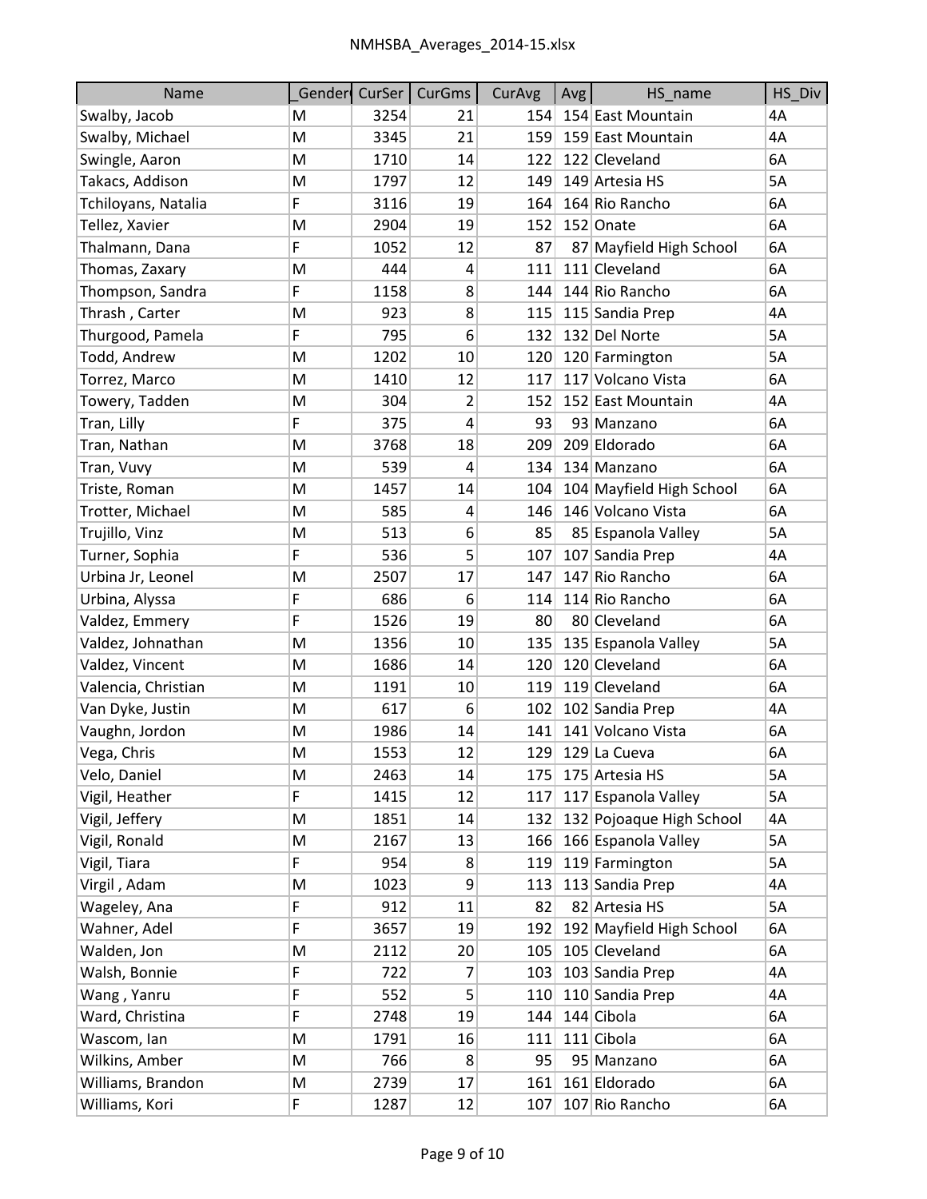| Name | _Gender | CurSer | CurGms | CurAvg | Avg | HS_name | HS_Div |
|---|---|---|---|---|---|---|---|
| Swalby, Jacob | M | 3254 | 21 | 154 | 154 | East Mountain | 4A |
| Swalby, Michael | M | 3345 | 21 | 159 | 159 | East Mountain | 4A |
| Swingle, Aaron | M | 1710 | 14 | 122 | 122 | Cleveland | 6A |
| Takacs, Addison | M | 1797 | 12 | 149 | 149 | Artesia HS | 5A |
| Tchiloyans, Natalia | F | 3116 | 19 | 164 | 164 | Rio Rancho | 6A |
| Tellez, Xavier | M | 2904 | 19 | 152 | 152 | Onate | 6A |
| Thalmann, Dana | F | 1052 | 12 | 87 | 87 | Mayfield High School | 6A |
| Thomas, Zaxary | M | 444 | 4 | 111 | 111 | Cleveland | 6A |
| Thompson, Sandra | F | 1158 | 8 | 144 | 144 | Rio Rancho | 6A |
| Thrash , Carter | M | 923 | 8 | 115 | 115 | Sandia Prep | 4A |
| Thurgood, Pamela | F | 795 | 6 | 132 | 132 | Del Norte | 5A |
| Todd, Andrew | M | 1202 | 10 | 120 | 120 | Farmington | 5A |
| Torrez, Marco | M | 1410 | 12 | 117 | 117 | Volcano Vista | 6A |
| Towery, Tadden | M | 304 | 2 | 152 | 152 | East Mountain | 4A |
| Tran, Lilly | F | 375 | 4 | 93 | 93 | Manzano | 6A |
| Tran, Nathan | M | 3768 | 18 | 209 | 209 | Eldorado | 6A |
| Tran, Vuvy | M | 539 | 4 | 134 | 134 | Manzano | 6A |
| Triste, Roman | M | 1457 | 14 | 104 | 104 | Mayfield High School | 6A |
| Trotter, Michael | M | 585 | 4 | 146 | 146 | Volcano Vista | 6A |
| Trujillo, Vinz | M | 513 | 6 | 85 | 85 | Espanola Valley | 5A |
| Turner, Sophia | F | 536 | 5 | 107 | 107 | Sandia Prep | 4A |
| Urbina Jr, Leonel | M | 2507 | 17 | 147 | 147 | Rio Rancho | 6A |
| Urbina, Alyssa | F | 686 | 6 | 114 | 114 | Rio Rancho | 6A |
| Valdez, Emmery | F | 1526 | 19 | 80 | 80 | Cleveland | 6A |
| Valdez, Johnathan | M | 1356 | 10 | 135 | 135 | Espanola Valley | 5A |
| Valdez, Vincent | M | 1686 | 14 | 120 | 120 | Cleveland | 6A |
| Valencia, Christian | M | 1191 | 10 | 119 | 119 | Cleveland | 6A |
| Van Dyke, Justin | M | 617 | 6 | 102 | 102 | Sandia Prep | 4A |
| Vaughn, Jordon | M | 1986 | 14 | 141 | 141 | Volcano Vista | 6A |
| Vega, Chris | M | 1553 | 12 | 129 | 129 | La Cueva | 6A |
| Velo, Daniel | M | 2463 | 14 | 175 | 175 | Artesia HS | 5A |
| Vigil, Heather | F | 1415 | 12 | 117 | 117 | Espanola Valley | 5A |
| Vigil, Jeffery | M | 1851 | 14 | 132 | 132 | Pojoaque High School | 4A |
| Vigil, Ronald | M | 2167 | 13 | 166 | 166 | Espanola Valley | 5A |
| Vigil, Tiara | F | 954 | 8 | 119 | 119 | Farmington | 5A |
| Virgil , Adam | M | 1023 | 9 | 113 | 113 | Sandia Prep | 4A |
| Wageley, Ana | F | 912 | 11 | 82 | 82 | Artesia HS | 5A |
| Wahner, Adel | F | 3657 | 19 | 192 | 192 | Mayfield High School | 6A |
| Walden, Jon | M | 2112 | 20 | 105 | 105 | Cleveland | 6A |
| Walsh, Bonnie | F | 722 | 7 | 103 | 103 | Sandia Prep | 4A |
| Wang , Yanru | F | 552 | 5 | 110 | 110 | Sandia Prep | 4A |
| Ward, Christina | F | 2748 | 19 | 144 | 144 | Cibola | 6A |
| Wascom, Ian | M | 1791 | 16 | 111 | 111 | Cibola | 6A |
| Wilkins, Amber | M | 766 | 8 | 95 | 95 | Manzano | 6A |
| Williams, Brandon | M | 2739 | 17 | 161 | 161 | Eldorado | 6A |
| Williams, Kori | F | 1287 | 12 | 107 | 107 | Rio Rancho | 6A |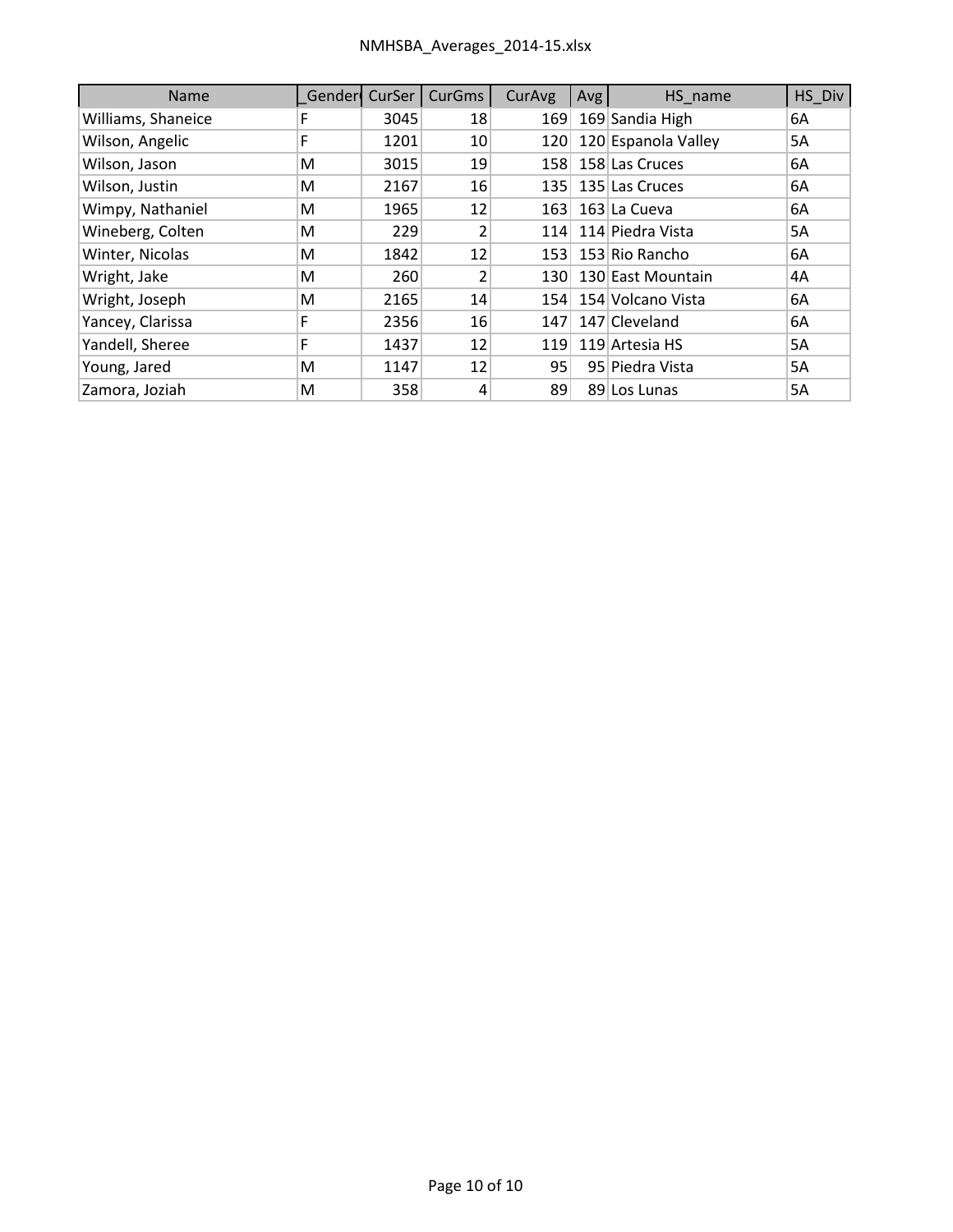| Name | _Gender | CurSer | CurGms | CurAvg | Avg | HS_name | HS_Div |
|---|---|---|---|---|---|---|---|
| Williams, Shaneice | F | 3045 | 18 | 169 | 169 | Sandia High | 6A |
| Wilson, Angelic | F | 1201 | 10 | 120 | 120 | Espanola Valley | 5A |
| Wilson, Jason | M | 3015 | 19 | 158 | 158 | Las Cruces | 6A |
| Wilson, Justin | M | 2167 | 16 | 135 | 135 | Las Cruces | 6A |
| Wimpy, Nathaniel | M | 1965 | 12 | 163 | 163 | La Cueva | 6A |
| Wineberg, Colten | M | 229 | 2 | 114 | 114 | Piedra Vista | 5A |
| Winter, Nicolas | M | 1842 | 12 | 153 | 153 | Rio Rancho | 6A |
| Wright, Jake | M | 260 | 2 | 130 | 130 | East Mountain | 4A |
| Wright, Joseph | M | 2165 | 14 | 154 | 154 | Volcano Vista | 6A |
| Yancey, Clarissa | F | 2356 | 16 | 147 | 147 | Cleveland | 6A |
| Yandell, Sheree | F | 1437 | 12 | 119 | 119 | Artesia HS | 5A |
| Young, Jared | M | 1147 | 12 | 95 | 95 | Piedra Vista | 5A |
| Zamora, Joziah | M | 358 | 4 | 89 | 89 | Los Lunas | 5A |